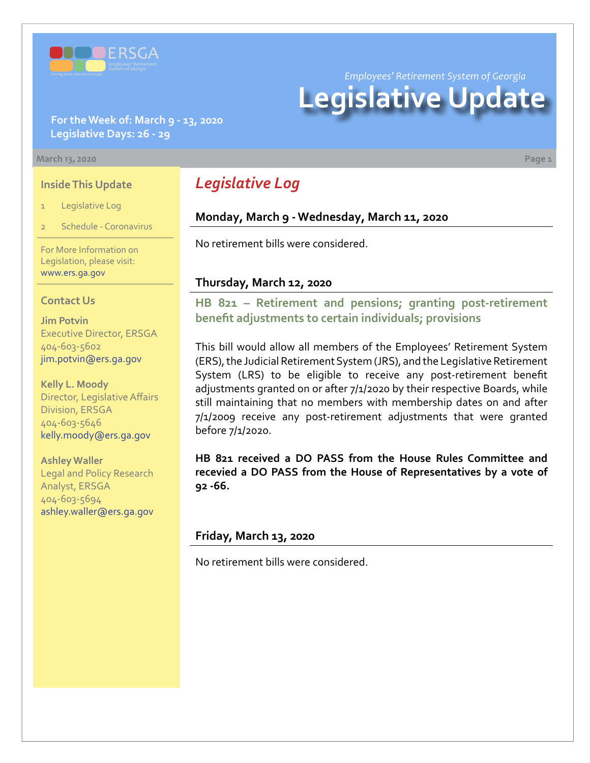ERSGA

Employees' Retirement System of Georgia

Serving those who serve Georgia

*Employees' Retirement System of Georgia*

# Legislative Update

**For the Week of: March 9 - 13, 2020**
**Legislative Days: 26 - 29**

March 13, 2020

### Inside This Update

1. Legislative Log
2. Schedule - Coronavirus

For More Information on Legislation, please visit: www.ers.ga.gov

### Contact Us

**Jim Potvin**
Executive Director, ERSGA
404-603-5602
jim.potvin@ers.ga.gov

**Kelly L. Moody**
Director, Legislative Affairs Division, ERSGA
404-603-5646
kelly.moody@ers.ga.gov

**Ashley Waller**
Legal and Policy Research Analyst, ERSGA
404-603-5694
ashley.waller@ers.ga.gov

## *Legislative Log*

### Monday, March 9 - Wednesday, March 11, 2020

No retirement bills were considered.

### Thursday, March 12, 2020

**HB 821 – Retirement and pensions; granting post-retirement benefit adjustments to certain individuals; provisions**

This bill would allow all members of the Employees' Retirement System (ERS), the Judicial Retirement System (JRS), and the Legislative Retirement System (LRS) to be eligible to receive any post-retirement benefit adjustments granted on or after 7/1/2020 by their respective Boards, while still maintaining that no members with membership dates on and after 7/1/2009 receive any post-retirement adjustments that were granted before 7/1/2020.

**HB 821 received a DO PASS from the House Rules Committee and recevied a DO PASS from the House of Representatives by a vote of 92 -66.**

### Friday, March 13, 2020

No retirement bills were considered.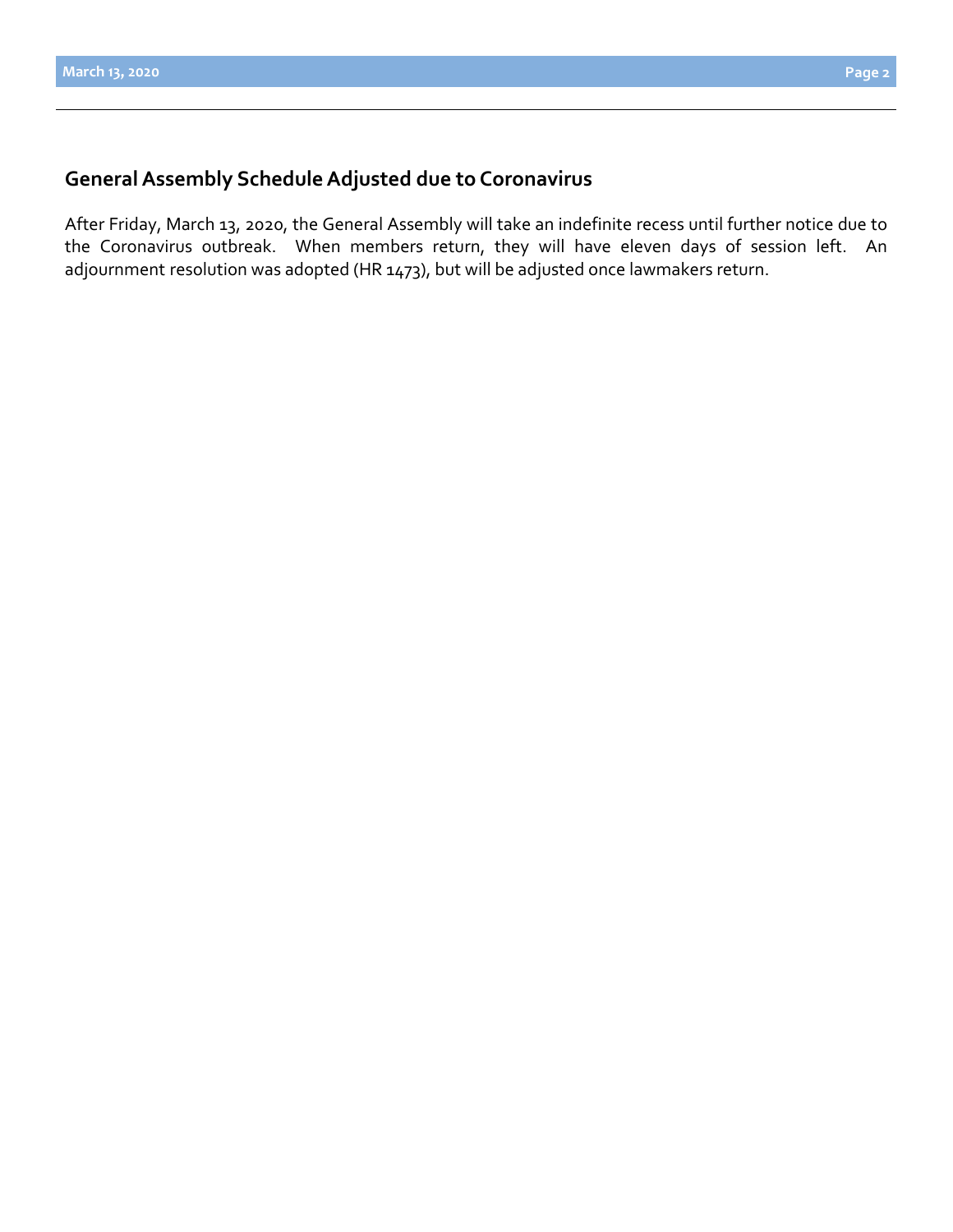## General Assembly Schedule Adjusted due to Coronavirus

After Friday, March 13, 2020, the General Assembly will take an indefinite recess until further notice due to the Coronavirus outbreak. When members return, they will have eleven days of session left. An adjournment resolution was adopted (HR 1473), but will be adjusted once lawmakers return.